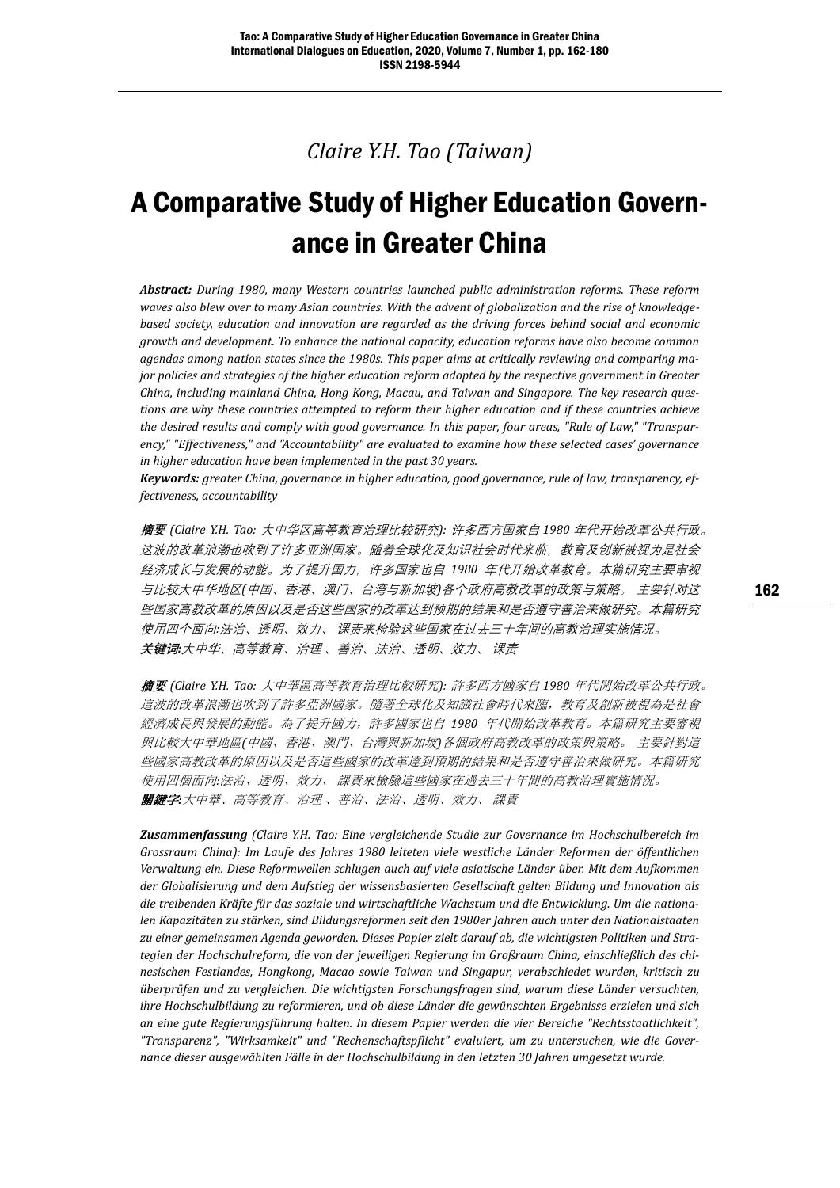*Claire Y.H. Tao (Taiwan)*

# A Comparative Study of Higher Education Governance in Greater China

***Abstract:*** *During 1980, many Western countries launched public administration reforms. These reform waves also blew over to many Asian countries. With the advent of globalization and the rise of knowledge-based society, education and innovation are regarded as the driving forces behind social and economic growth and development. To enhance the national capacity, education reforms have also become common agendas among nation states since the 1980s. This paper aims at critically reviewing and comparing major policies and strategies of the higher education reform adopted by the respective government in Greater China, including mainland China, Hong Kong, Macau, and Taiwan and Singapore. The key research questions are why these countries attempted to reform their higher education and if these countries achieve the desired results and comply with good governance. In this paper, four areas, "Rule of Law," "Transparency," "Effectiveness," and "Accountability" are evaluated to examine how these selected cases' governance in higher education have been implemented in the past 30 years.*

***Keywords:*** *greater China, governance in higher education, good governance, rule of law, transparency, effectiveness, accountability*

***摘要*** *(Claire Y.H. Tao: 大中华区高等教育治理比较研究): 许多西方国家自 1980 年代开始改革公共行政。这波的改革浪潮也吹到了许多亚洲国家。随着全球化及知识社会时代来临，教育及创新被视为是社会经济成长与发展的动能。为了提升国力，许多国家也自 1980 年代开始改革教育。本篇研究主要审视与比较大中华地区(中国、香港、澳门、台湾与新加坡)各个政府高教改革的政策与策略。 主要针对这些国家高教改革的原因以及是否这些国家的改革达到预期的结果和是否遵守善治来做研究。本篇研究使用四个面向:法治、透明、效力、 课责来检验这些国家在过去三十年间的高教治理实施情况。*

***关键词:*** *大中华、高等教育、治理 、善治、法治、透明、效力、 课责*

***摘要*** *(Claire Y.H. Tao: 大中華區高等教育治理比較研究): 許多西方國家自 1980 年代開始改革公共行政。這波的改革浪潮也吹到了許多亞洲國家。隨著全球化及知識社會時代來臨，教育及創新被視為是社會經濟成長與發展的動能。為了提升國力，許多國家也自 1980 年代開始改革教育。本篇研究主要審視與比較大中華地區(中國、香港、澳門、台灣與新加坡)各個政府高教改革的政策與策略。 主要針對這些國家高教改革的原因以及是否這些國家的改革達到預期的結果和是否遵守善治來做研究。本篇研究使用四個面向:法治、透明、效力、 課責來檢驗這些國家在過去三十年間的高教治理實施情況。*

***關鍵字:*** *大中華、高等教育、治理 、善治、法治、透明、效力、 課責*

***Zusammenfassung*** *(Claire Y.H. Tao: Eine vergleichende Studie zur Governance im Hochschulbereich im Grossraum China): Im Laufe des Jahres 1980 leiteten viele westliche Länder Reformen der öffentlichen Verwaltung ein. Diese Reformwellen schlugen auch auf viele asiatische Länder über. Mit dem Aufkommen der Globalisierung und dem Aufstieg der wissensbasierten Gesellschaft gelten Bildung und Innovation als die treibenden Kräfte für das soziale und wirtschaftliche Wachstum und die Entwicklung. Um die nationalen Kapazitäten zu stärken, sind Bildungsreformen seit den 1980er Jahren auch unter den Nationalstaaten zu einer gemeinsamen Agenda geworden. Dieses Papier zielt darauf ab, die wichtigsten Politiken und Strategien der Hochschulreform, die von der jeweiligen Regierung im Großraum China, einschließlich des chinesischen Festlandes, Hongkong, Macao sowie Taiwan und Singapur, verabschiedet wurden, kritisch zu überprüfen und zu vergleichen. Die wichtigsten Forschungsfragen sind, warum diese Länder versuchten, ihre Hochschulbildung zu reformieren, und ob diese Länder die gewünschten Ergebnisse erzielen und sich an eine gute Regierungsführung halten. In diesem Papier werden die vier Bereiche "Rechtsstaatlichkeit", "Transparenz", "Wirksamkeit" und "Rechenschaftspflicht" evaluiert, um zu untersuchen, wie die Governance dieser ausgewählten Fälle in der Hochschulbildung in den letzten 30 Jahren umgesetzt wurde.*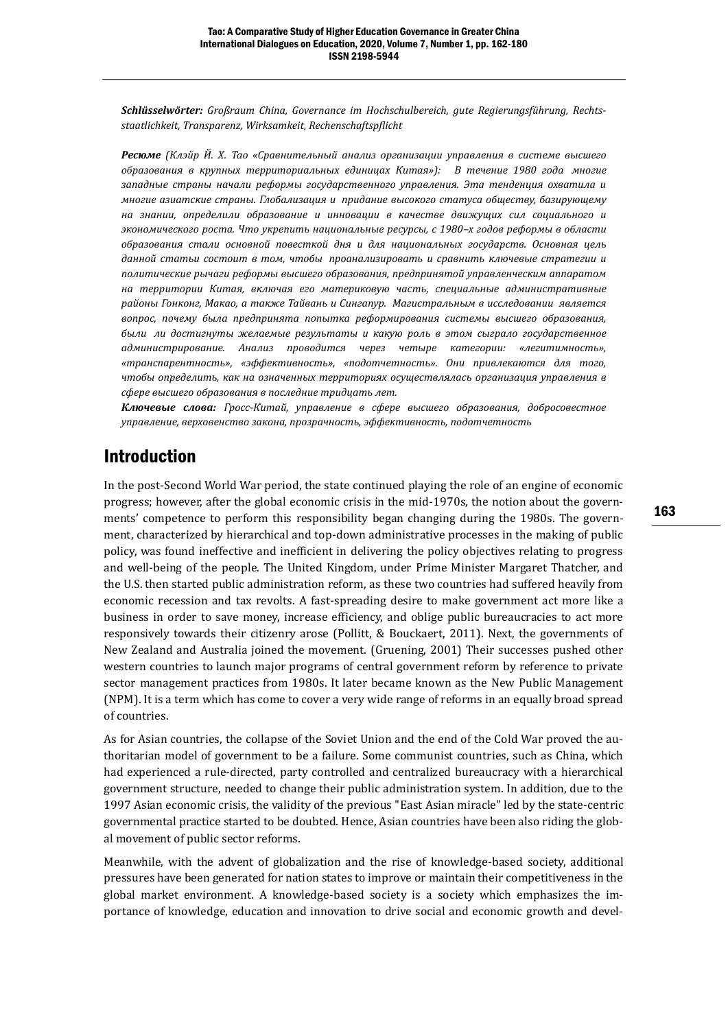***Schlüsselwörter:*** *Großraum China, Governance im Hochschulbereich, gute Regierungsführung, Rechtsstaatlichkeit, Transparenz, Wirksamkeit, Rechenschaftspflicht*

***Резюме*** *(Клэйр Й. Х. Тао «Сравнительный анализ организации управления в системе высшего образования в крупных территориальных единицах Китая»): В течение 1980 года многие западные страны начали реформы государственного управления. Эта тенденция охватила и многие азиатские страны. Глобализация и придание высокого статуса обществу, базирующему на знании, определили образование и инновации в качестве движущих сил социального и экономического роста. Что укрепить национальные ресурсы, с 1980–х годов реформы в области образования стали основной повесткой дня и для национальных государств. Основная цель данной статьи состоит в том, чтобы проанализировать и сравнить ключевые стратегии и политические рычаги реформы высшего образования, предпринятой управленческим аппаратом на территории Китая, включая его материковую часть, специальные административные районы Гонконг, Макао, а также Тайвань и Сингапур. Магистральным в исследовании является вопрос, почему была предпринята попытка реформирования системы высшего образования, были ли достигнуты желаемые результаты и какую роль в этом сыграло государственное администрирование. Анализ проводится через четыре категории: «легитимность», «транспарентность», «эффективность», «подотчетность». Они привлекаются для того, чтобы определить, как на означенных территориях осуществлялась организация управления в сфере высшего образования в последние тридцать лет.*

***Ключевые слова:*** *Гросс-Китай, управление в сфере высшего образования, добросовестное управление, верховенство закона, прозрачность, эффективность, подотчетность*

## Introduction

In the post-Second World War period, the state continued playing the role of an engine of economic progress; however, after the global economic crisis in the mid-1970s, the notion about the governments' competence to perform this responsibility began changing during the 1980s. The government, characterized by hierarchical and top-down administrative processes in the making of public policy, was found ineffective and inefficient in delivering the policy objectives relating to progress and well-being of the people. The United Kingdom, under Prime Minister Margaret Thatcher, and the U.S. then started public administration reform, as these two countries had suffered heavily from economic recession and tax revolts. A fast-spreading desire to make government act more like a business in order to save money, increase efficiency, and oblige public bureaucracies to act more responsively towards their citizenry arose (Pollitt, & Bouckaert, 2011). Next, the governments of New Zealand and Australia joined the movement. (Gruening, 2001) Their successes pushed other western countries to launch major programs of central government reform by reference to private sector management practices from 1980s. It later became known as the New Public Management (NPM). It is a term which has come to cover a very wide range of reforms in an equally broad spread of countries.

As for Asian countries, the collapse of the Soviet Union and the end of the Cold War proved the authoritarian model of government to be a failure. Some communist countries, such as China, which had experienced a rule-directed, party controlled and centralized bureaucracy with a hierarchical government structure, needed to change their public administration system. In addition, due to the 1997 Asian economic crisis, the validity of the previous "East Asian miracle" led by the state-centric governmental practice started to be doubted. Hence, Asian countries have been also riding the global movement of public sector reforms.

Meanwhile, with the advent of globalization and the rise of knowledge-based society, additional pressures have been generated for nation states to improve or maintain their competitiveness in the global market environment. A knowledge-based society is a society which emphasizes the importance of knowledge, education and innovation to drive social and economic growth and devel-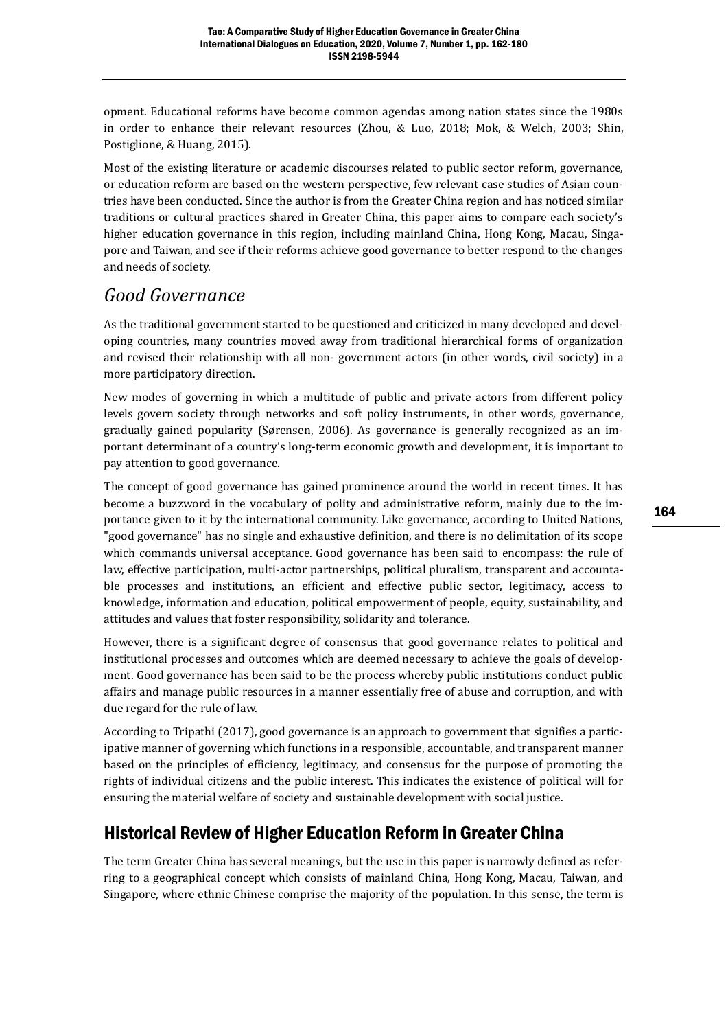opment. Educational reforms have become common agendas among nation states since the 1980s in order to enhance their relevant resources (Zhou, & Luo, 2018; Mok, & Welch, 2003; Shin, Postiglione, & Huang, 2015).

Most of the existing literature or academic discourses related to public sector reform, governance, or education reform are based on the western perspective, few relevant case studies of Asian countries have been conducted. Since the author is from the Greater China region and has noticed similar traditions or cultural practices shared in Greater China, this paper aims to compare each society's higher education governance in this region, including mainland China, Hong Kong, Macau, Singapore and Taiwan, and see if their reforms achieve good governance to better respond to the changes and needs of society.

## *Good Governance*

As the traditional government started to be questioned and criticized in many developed and developing countries, many countries moved away from traditional hierarchical forms of organization and revised their relationship with all non- government actors (in other words, civil society) in a more participatory direction.

New modes of governing in which a multitude of public and private actors from different policy levels govern society through networks and soft policy instruments, in other words, governance, gradually gained popularity (Sørensen, 2006). As governance is generally recognized as an important determinant of a country's long-term economic growth and development, it is important to pay attention to good governance.

The concept of good governance has gained prominence around the world in recent times. It has become a buzzword in the vocabulary of polity and administrative reform, mainly due to the importance given to it by the international community. Like governance, according to United Nations, "good governance" has no single and exhaustive definition, and there is no delimitation of its scope which commands universal acceptance. Good governance has been said to encompass: the rule of law, effective participation, multi-actor partnerships, political pluralism, transparent and accountable processes and institutions, an efficient and effective public sector, legitimacy, access to knowledge, information and education, political empowerment of people, equity, sustainability, and attitudes and values that foster responsibility, solidarity and tolerance.

However, there is a significant degree of consensus that good governance relates to political and institutional processes and outcomes which are deemed necessary to achieve the goals of development. Good governance has been said to be the process whereby public institutions conduct public affairs and manage public resources in a manner essentially free of abuse and corruption, and with due regard for the rule of law.

According to Tripathi (2017), good governance is an approach to government that signifies a participative manner of governing which functions in a responsible, accountable, and transparent manner based on the principles of efficiency, legitimacy, and consensus for the purpose of promoting the rights of individual citizens and the public interest. This indicates the existence of political will for ensuring the material welfare of society and sustainable development with social justice.

## Historical Review of Higher Education Reform in Greater China

The term Greater China has several meanings, but the use in this paper is narrowly defined as referring to a geographical concept which consists of mainland China, Hong Kong, Macau, Taiwan, and Singapore, where ethnic Chinese comprise the majority of the population. In this sense, the term is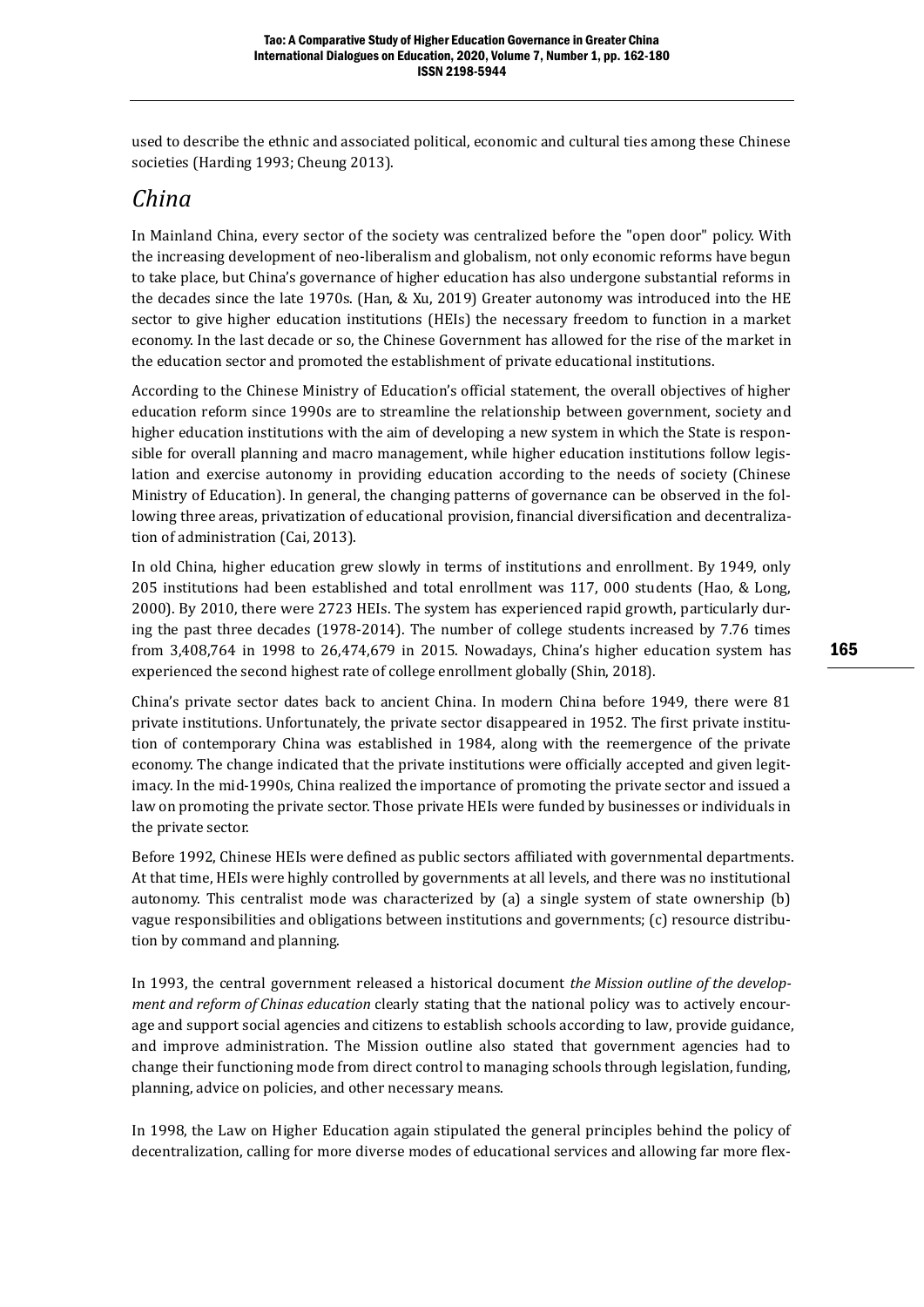used to describe the ethnic and associated political, economic and cultural ties among these Chinese societies (Harding 1993; Cheung 2013).

## *China*

In Mainland China, every sector of the society was centralized before the "open door" policy. With the increasing development of neo-liberalism and globalism, not only economic reforms have begun to take place, but China's governance of higher education has also undergone substantial reforms in the decades since the late 1970s. (Han, & Xu, 2019) Greater autonomy was introduced into the HE sector to give higher education institutions (HEIs) the necessary freedom to function in a market economy. In the last decade or so, the Chinese Government has allowed for the rise of the market in the education sector and promoted the establishment of private educational institutions.

According to the Chinese Ministry of Education's official statement, the overall objectives of higher education reform since 1990s are to streamline the relationship between government, society and higher education institutions with the aim of developing a new system in which the State is responsible for overall planning and macro management, while higher education institutions follow legislation and exercise autonomy in providing education according to the needs of society (Chinese Ministry of Education). In general, the changing patterns of governance can be observed in the following three areas, privatization of educational provision, financial diversification and decentralization of administration (Cai, 2013).

In old China, higher education grew slowly in terms of institutions and enrollment. By 1949, only 205 institutions had been established and total enrollment was 117, 000 students (Hao, & Long, 2000). By 2010, there were 2723 HEIs. The system has experienced rapid growth, particularly during the past three decades (1978-2014). The number of college students increased by 7.76 times from 3,408,764 in 1998 to 26,474,679 in 2015. Nowadays, China's higher education system has experienced the second highest rate of college enrollment globally (Shin, 2018).

China's private sector dates back to ancient China. In modern China before 1949, there were 81 private institutions. Unfortunately, the private sector disappeared in 1952. The first private institution of contemporary China was established in 1984, along with the reemergence of the private economy. The change indicated that the private institutions were officially accepted and given legitimacy. In the mid-1990s, China realized the importance of promoting the private sector and issued a law on promoting the private sector. Those private HEIs were funded by businesses or individuals in the private sector.

Before 1992, Chinese HEIs were defined as public sectors affiliated with governmental departments. At that time, HEIs were highly controlled by governments at all levels, and there was no institutional autonomy. This centralist mode was characterized by (a) a single system of state ownership (b) vague responsibilities and obligations between institutions and governments; (c) resource distribution by command and planning.

In 1993, the central government released a historical document *the Mission outline of the development and reform of Chinas education* clearly stating that the national policy was to actively encourage and support social agencies and citizens to establish schools according to law, provide guidance, and improve administration. The Mission outline also stated that government agencies had to change their functioning mode from direct control to managing schools through legislation, funding, planning, advice on policies, and other necessary means.

In 1998, the Law on Higher Education again stipulated the general principles behind the policy of decentralization, calling for more diverse modes of educational services and allowing far more flex-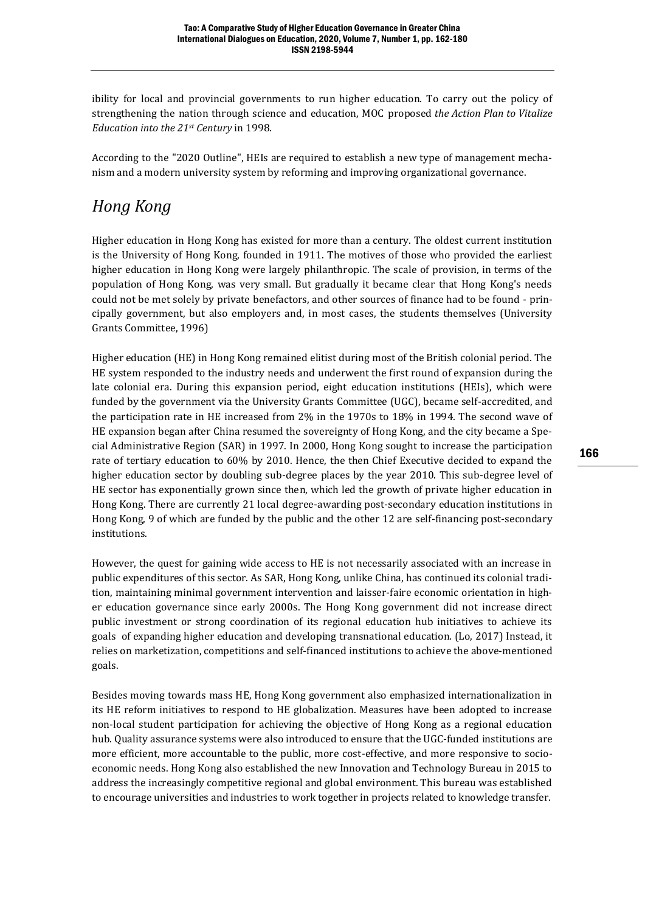ibility for local and provincial governments to run higher education. To carry out the policy of strengthening the nation through science and education, MOC proposed *the Action Plan to Vitalize Education into the 21st Century* in 1998.

According to the "2020 Outline", HEIs are required to establish a new type of management mechanism and a modern university system by reforming and improving organizational governance.

## *Hong Kong*

Higher education in Hong Kong has existed for more than a century. The oldest current institution is the University of Hong Kong, founded in 1911. The motives of those who provided the earliest higher education in Hong Kong were largely philanthropic. The scale of provision, in terms of the population of Hong Kong, was very small. But gradually it became clear that Hong Kong's needs could not be met solely by private benefactors, and other sources of finance had to be found - principally government, but also employers and, in most cases, the students themselves (University Grants Committee, 1996)

Higher education (HE) in Hong Kong remained elitist during most of the British colonial period. The HE system responded to the industry needs and underwent the first round of expansion during the late colonial era. During this expansion period, eight education institutions (HEIs), which were funded by the government via the University Grants Committee (UGC), became self-accredited, and the participation rate in HE increased from 2% in the 1970s to 18% in 1994. The second wave of HE expansion began after China resumed the sovereignty of Hong Kong, and the city became a Special Administrative Region (SAR) in 1997. In 2000, Hong Kong sought to increase the participation rate of tertiary education to 60% by 2010. Hence, the then Chief Executive decided to expand the higher education sector by doubling sub-degree places by the year 2010. This sub-degree level of HE sector has exponentially grown since then, which led the growth of private higher education in Hong Kong. There are currently 21 local degree-awarding post-secondary education institutions in Hong Kong, 9 of which are funded by the public and the other 12 are self-financing post-secondary institutions.

However, the quest for gaining wide access to HE is not necessarily associated with an increase in public expenditures of this sector. As SAR, Hong Kong, unlike China, has continued its colonial tradition, maintaining minimal government intervention and laisser-faire economic orientation in higher education governance since early 2000s. The Hong Kong government did not increase direct public investment or strong coordination of its regional education hub initiatives to achieve its goals of expanding higher education and developing transnational education. (Lo, 2017) Instead, it relies on marketization, competitions and self-financed institutions to achieve the above-mentioned goals.

Besides moving towards mass HE, Hong Kong government also emphasized internationalization in its HE reform initiatives to respond to HE globalization. Measures have been adopted to increase non-local student participation for achieving the objective of Hong Kong as a regional education hub. Quality assurance systems were also introduced to ensure that the UGC-funded institutions are more efficient, more accountable to the public, more cost-effective, and more responsive to socio-economic needs. Hong Kong also established the new Innovation and Technology Bureau in 2015 to address the increasingly competitive regional and global environment. This bureau was established to encourage universities and industries to work together in projects related to knowledge transfer.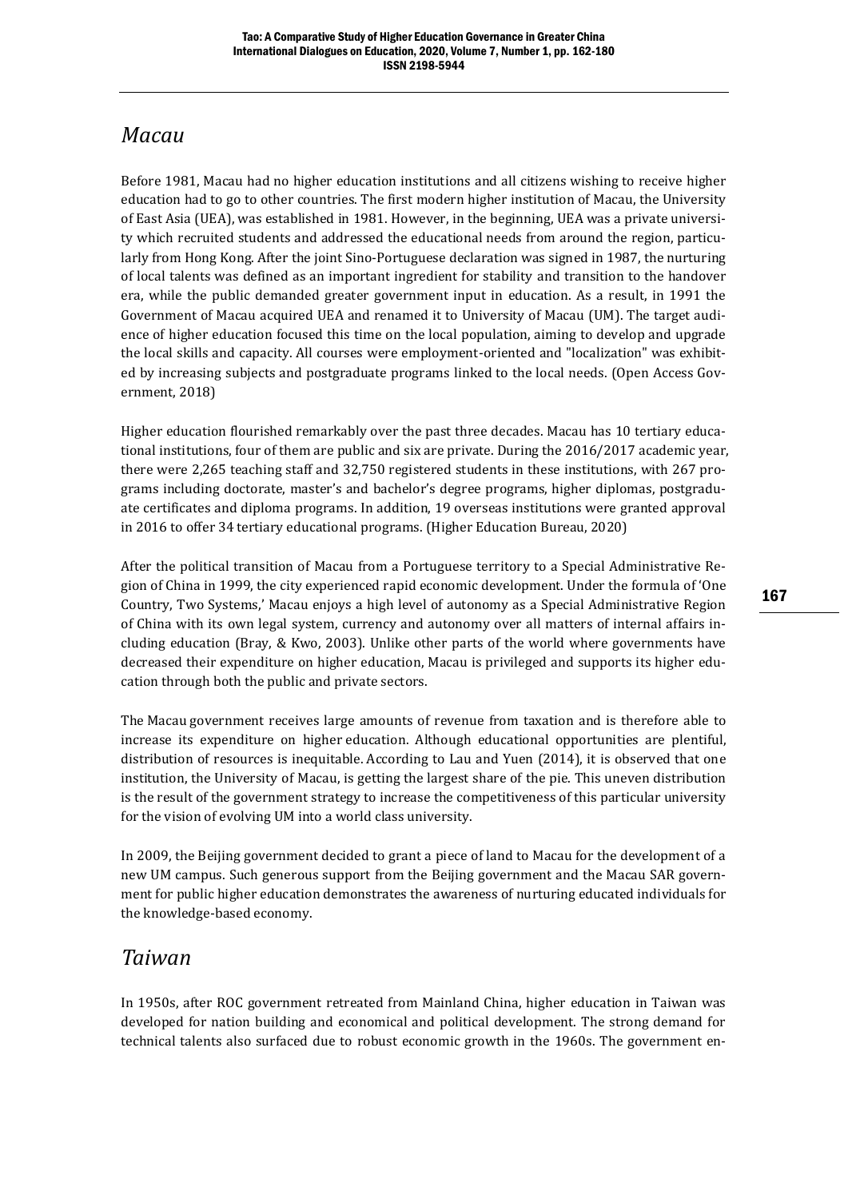## *Macau*

Before 1981, Macau had no higher education institutions and all citizens wishing to receive higher education had to go to other countries. The first modern higher institution of Macau, the University of East Asia (UEA), was established in 1981. However, in the beginning, UEA was a private university which recruited students and addressed the educational needs from around the region, particularly from Hong Kong. After the joint Sino-Portuguese declaration was signed in 1987, the nurturing of local talents was defined as an important ingredient for stability and transition to the handover era, while the public demanded greater government input in education. As a result, in 1991 the Government of Macau acquired UEA and renamed it to University of Macau (UM). The target audience of higher education focused this time on the local population, aiming to develop and upgrade the local skills and capacity. All courses were employment-oriented and "localization" was exhibited by increasing subjects and postgraduate programs linked to the local needs. (Open Access Government, 2018)

Higher education flourished remarkably over the past three decades. Macau has 10 tertiary educational institutions, four of them are public and six are private. During the 2016/2017 academic year, there were 2,265 teaching staff and 32,750 registered students in these institutions, with 267 programs including doctorate, master's and bachelor's degree programs, higher diplomas, postgraduate certificates and diploma programs. In addition, 19 overseas institutions were granted approval in 2016 to offer 34 tertiary educational programs. (Higher Education Bureau, 2020)

After the political transition of Macau from a Portuguese territory to a Special Administrative Region of China in 1999, the city experienced rapid economic development. Under the formula of 'One Country, Two Systems,' Macau enjoys a high level of autonomy as a Special Administrative Region of China with its own legal system, currency and autonomy over all matters of internal affairs including education (Bray, & Kwo, 2003). Unlike other parts of the world where governments have decreased their expenditure on higher education, Macau is privileged and supports its higher education through both the public and private sectors.

The Macau government receives large amounts of revenue from taxation and is therefore able to increase its expenditure on higher education. Although educational opportunities are plentiful, distribution of resources is inequitable. According to Lau and Yuen (2014), it is observed that one institution, the University of Macau, is getting the largest share of the pie. This uneven distribution is the result of the government strategy to increase the competitiveness of this particular university for the vision of evolving UM into a world class university.

In 2009, the Beijing government decided to grant a piece of land to Macau for the development of a new UM campus. Such generous support from the Beijing government and the Macau SAR government for public higher education demonstrates the awareness of nurturing educated individuals for the knowledge-based economy.

## *Taiwan*

In 1950s, after ROC government retreated from Mainland China, higher education in Taiwan was developed for nation building and economical and political development. The strong demand for technical talents also surfaced due to robust economic growth in the 1960s. The government en-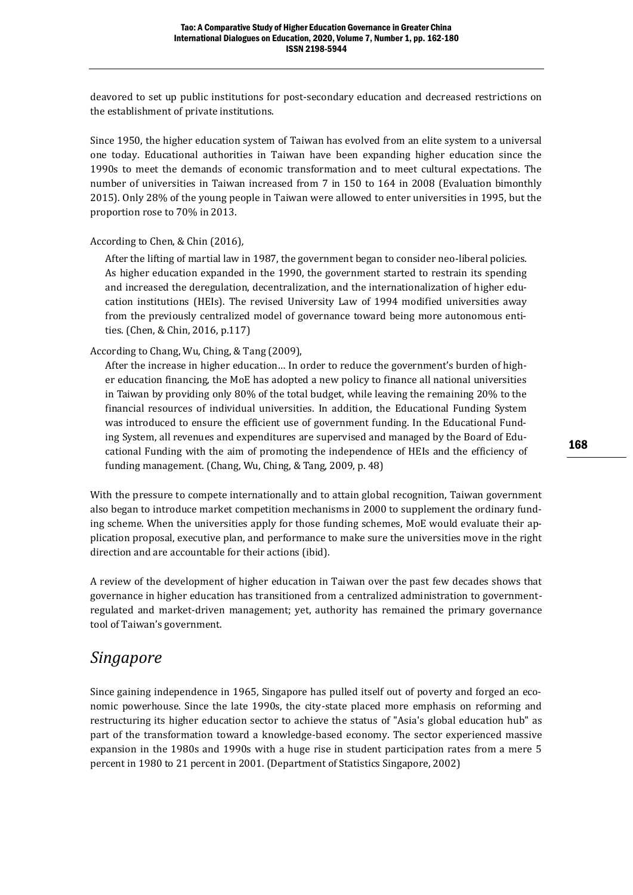deavored to set up public institutions for post-secondary education and decreased restrictions on the establishment of private institutions.

Since 1950, the higher education system of Taiwan has evolved from an elite system to a universal one today. Educational authorities in Taiwan have been expanding higher education since the 1990s to meet the demands of economic transformation and to meet cultural expectations. The number of universities in Taiwan increased from 7 in 150 to 164 in 2008 (Evaluation bimonthly 2015). Only 28% of the young people in Taiwan were allowed to enter universities in 1995, but the proportion rose to 70% in 2013.

According to Chen, & Chin (2016),

> After the lifting of martial law in 1987, the government began to consider neo-liberal policies. As higher education expanded in the 1990, the government started to restrain its spending and increased the deregulation, decentralization, and the internationalization of higher education institutions (HEIs). The revised University Law of 1994 modified universities away from the previously centralized model of governance toward being more autonomous entities. (Chen, & Chin, 2016, p.117)

According to Chang, Wu, Ching, & Tang (2009),

> After the increase in higher education… In order to reduce the government's burden of higher education financing, the MoE has adopted a new policy to finance all national universities in Taiwan by providing only 80% of the total budget, while leaving the remaining 20% to the financial resources of individual universities. In addition, the Educational Funding System was introduced to ensure the efficient use of government funding. In the Educational Funding System, all revenues and expenditures are supervised and managed by the Board of Educational Funding with the aim of promoting the independence of HEIs and the efficiency of funding management. (Chang, Wu, Ching, & Tang, 2009, p. 48)

With the pressure to compete internationally and to attain global recognition, Taiwan government also began to introduce market competition mechanisms in 2000 to supplement the ordinary funding scheme. When the universities apply for those funding schemes, MoE would evaluate their application proposal, executive plan, and performance to make sure the universities move in the right direction and are accountable for their actions (ibid).

A review of the development of higher education in Taiwan over the past few decades shows that governance in higher education has transitioned from a centralized administration to government-regulated and market-driven management; yet, authority has remained the primary governance tool of Taiwan's government.

## *Singapore*

Since gaining independence in 1965, Singapore has pulled itself out of poverty and forged an economic powerhouse. Since the late 1990s, the city-state placed more emphasis on reforming and restructuring its higher education sector to achieve the status of "Asia's global education hub" as part of the transformation toward a knowledge-based economy. The sector experienced massive expansion in the 1980s and 1990s with a huge rise in student participation rates from a mere 5 percent in 1980 to 21 percent in 2001. (Department of Statistics Singapore, 2002)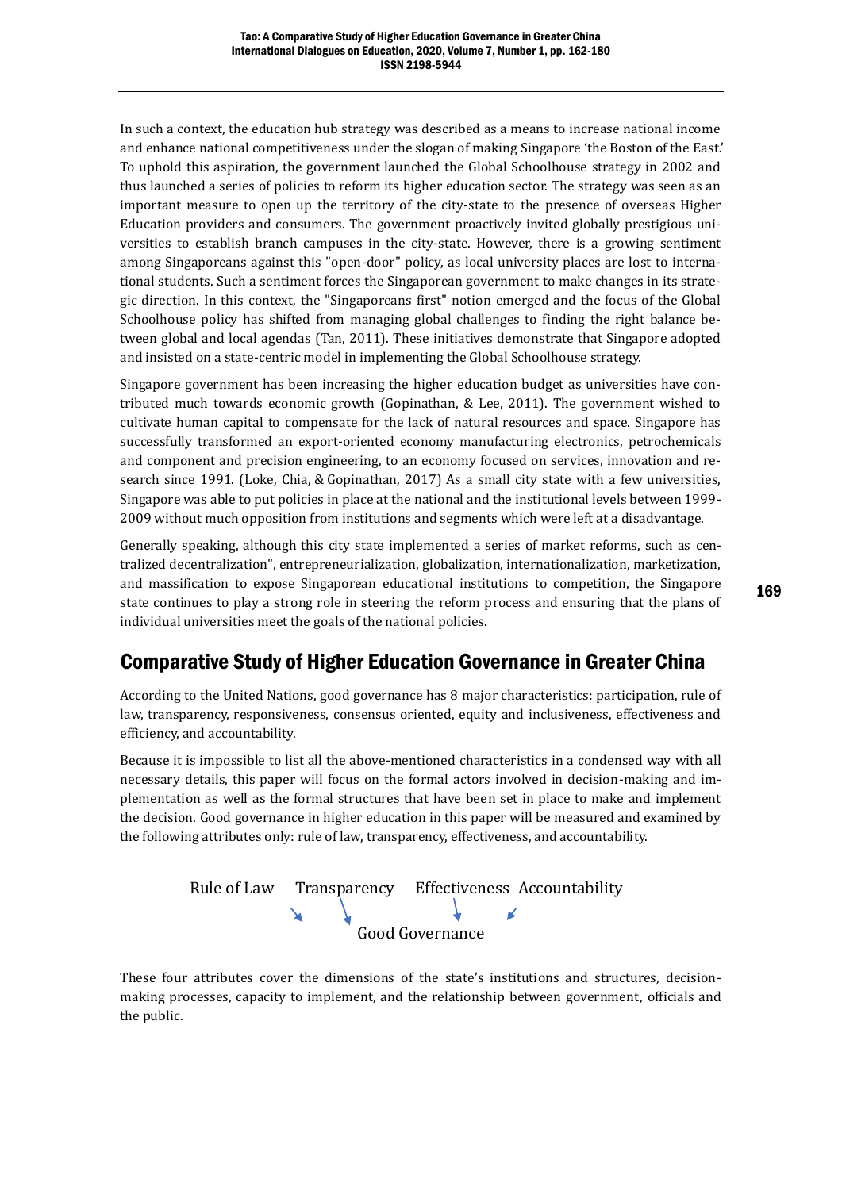In such a context, the education hub strategy was described as a means to increase national income and enhance national competitiveness under the slogan of making Singapore 'the Boston of the East.' To uphold this aspiration, the government launched the Global Schoolhouse strategy in 2002 and thus launched a series of policies to reform its higher education sector. The strategy was seen as an important measure to open up the territory of the city-state to the presence of overseas Higher Education providers and consumers. The government proactively invited globally prestigious universities to establish branch campuses in the city-state. However, there is a growing sentiment among Singaporeans against this "open-door" policy, as local university places are lost to international students. Such a sentiment forces the Singaporean government to make changes in its strategic direction. In this context, the "Singaporeans first" notion emerged and the focus of the Global Schoolhouse policy has shifted from managing global challenges to finding the right balance between global and local agendas (Tan, 2011). These initiatives demonstrate that Singapore adopted and insisted on a state-centric model in implementing the Global Schoolhouse strategy.

Singapore government has been increasing the higher education budget as universities have contributed much towards economic growth (Gopinathan, & Lee, 2011). The government wished to cultivate human capital to compensate for the lack of natural resources and space. Singapore has successfully transformed an export-oriented economy manufacturing electronics, petrochemicals and component and precision engineering, to an economy focused on services, innovation and research since 1991. (Loke, Chia, & Gopinathan, 2017) As a small city state with a few universities, Singapore was able to put policies in place at the national and the institutional levels between 1999-2009 without much opposition from institutions and segments which were left at a disadvantage.

Generally speaking, although this city state implemented a series of market reforms, such as centralized decentralization", entrepreneurialization, globalization, internationalization, marketization, and massification to expose Singaporean educational institutions to competition, the Singapore state continues to play a strong role in steering the reform process and ensuring that the plans of individual universities meet the goals of the national policies.

## Comparative Study of Higher Education Governance in Greater China

According to the United Nations, good governance has 8 major characteristics: participation, rule of law, transparency, responsiveness, consensus oriented, equity and inclusiveness, effectiveness and efficiency, and accountability.

Because it is impossible to list all the above-mentioned characteristics in a condensed way with all necessary details, this paper will focus on the formal actors involved in decision-making and implementation as well as the formal structures that have been set in place to make and implement the decision. Good governance in higher education in this paper will be measured and examined by the following attributes only: rule of law, transparency, effectiveness, and accountability.

Rule of Law
Transparency
Effectiveness
Accountability
Good Governance

These four attributes cover the dimensions of the state's institutions and structures, decision-making processes, capacity to implement, and the relationship between government, officials and the public.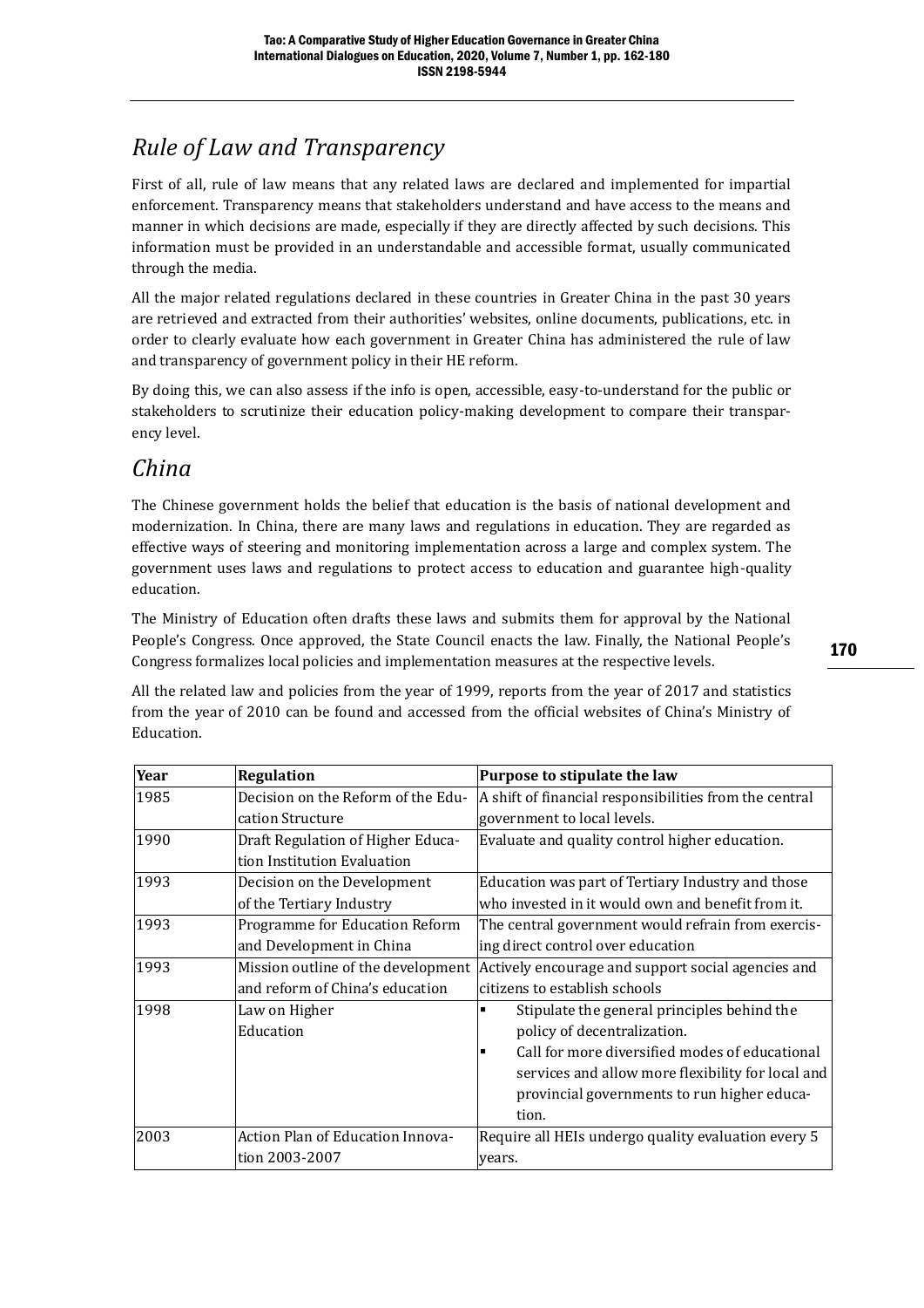## *Rule of Law and Transparency*

First of all, rule of law means that any related laws are declared and implemented for impartial enforcement. Transparency means that stakeholders understand and have access to the means and manner in which decisions are made, especially if they are directly affected by such decisions. This information must be provided in an understandable and accessible format, usually communicated through the media.

All the major related regulations declared in these countries in Greater China in the past 30 years are retrieved and extracted from their authorities' websites, online documents, publications, etc. in order to clearly evaluate how each government in Greater China has administered the rule of law and transparency of government policy in their HE reform.

By doing this, we can also assess if the info is open, accessible, easy-to-understand for the public or stakeholders to scrutinize their education policy-making development to compare their transparency level.

## *China*

The Chinese government holds the belief that education is the basis of national development and modernization. In China, there are many laws and regulations in education. They are regarded as effective ways of steering and monitoring implementation across a large and complex system. The government uses laws and regulations to protect access to education and guarantee high-quality education.

The Ministry of Education often drafts these laws and submits them for approval by the National People's Congress. Once approved, the State Council enacts the law. Finally, the National People's Congress formalizes local policies and implementation measures at the respective levels.

All the related law and policies from the year of 1999, reports from the year of 2017 and statistics from the year of 2010 can be found and accessed from the official websites of China's Ministry of Education.

| Year | Regulation | Purpose to stipulate the law |
|---|---|---|
| 1985 | Decision on the Reform of the Education Structure | A shift of financial responsibilities from the central government to local levels. |
| 1990 | Draft Regulation of Higher Education Institution Evaluation | Evaluate and quality control higher education. |
| 1993 | Decision on the Development of the Tertiary Industry | Education was part of Tertiary Industry and those who invested in it would own and benefit from it. |
| 1993 | Programme for Education Reform and Development in China | The central government would refrain from exercising direct control over education |
| 1993 | Mission outline of the development and reform of China's education | Actively encourage and support social agencies and citizens to establish schools |
| 1998 | Law on Higher Education | ▪ Stipulate the general principles behind the policy of decentralization.<br>▪ Call for more diversified modes of educational services and allow more flexibility for local and provincial governments to run higher education. |
| 2003 | Action Plan of Education Innovation 2003-2007 | Require all HEIs undergo quality evaluation every 5 years. |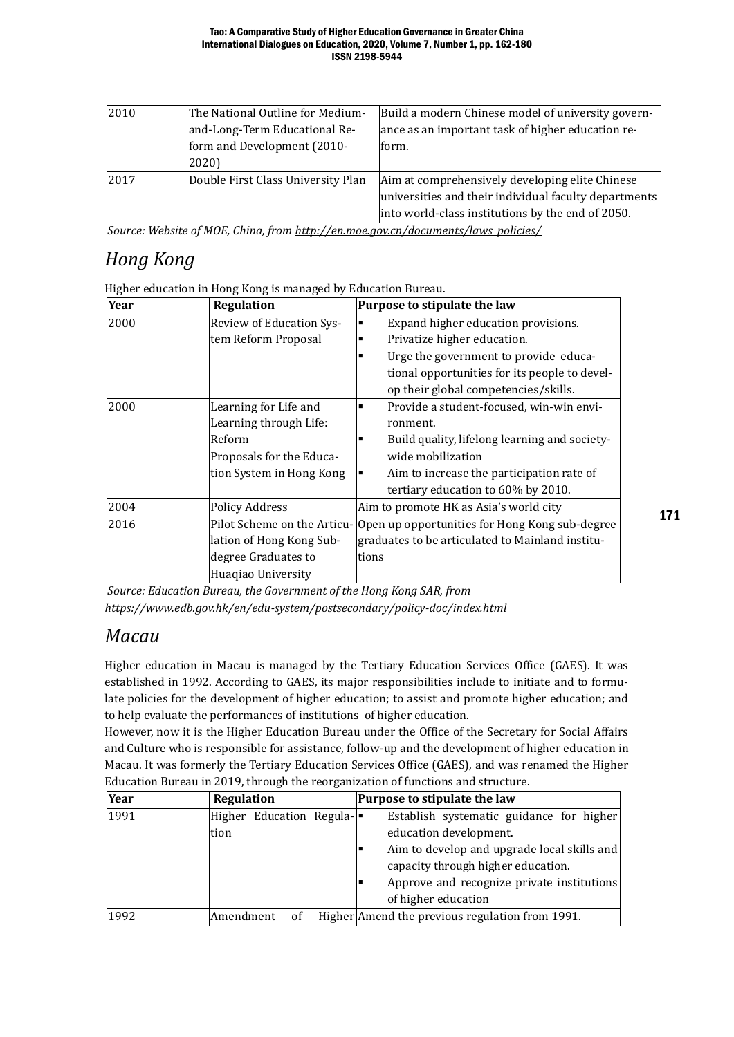| | | |
|---|---|---|
| 2010 | The National Outline for Medium-and-Long-Term Educational Reform and Development (2010-2020) | Build a modern Chinese model of university governance as an important task of higher education reform. |
| 2017 | Double First Class University Plan | Aim at comprehensively developing elite Chinese universities and their individual faculty departments into world-class institutions by the end of 2050. |

*Source: Website of MOE, China, from http://en.moe.gov.cn/documents/laws_policies/*

## *Hong Kong*

Higher education in Hong Kong is managed by Education Bureau.

| Year | Regulation | Purpose to stipulate the law |
|---|---|---|
| 2000 | Review of Education System Reform Proposal | ▪ Expand higher education provisions.<br>▪ Privatize higher education.<br>▪ Urge the government to provide educational opportunities for its people to develop their global competencies/skills. |
| 2000 | Learning for Life and Learning through Life: Reform Proposals for the Education System in Hong Kong | ▪ Provide a student-focused, win-win environment.<br>▪ Build quality, lifelong learning and society-wide mobilization<br>▪ Aim to increase the participation rate of tertiary education to 60% by 2010. |
| 2004 | Policy Address | Aim to promote HK as Asia's world city |
| 2016 | Pilot Scheme on the Articulation of Hong Kong Sub-degree Graduates to Huaqiao University | Open up opportunities for Hong Kong sub-degree graduates to be articulated to Mainland institutions |

*Source: Education Bureau, the Government of the Hong Kong SAR, from https://www.edb.gov.hk/en/edu-system/postsecondary/policy-doc/index.html*

## *Macau*

Higher education in Macau is managed by the Tertiary Education Services Office (GAES). It was established in 1992. According to GAES, its major responsibilities include to initiate and to formulate policies for the development of higher education; to assist and promote higher education; and to help evaluate the performances of institutions of higher education.

However, now it is the Higher Education Bureau under the Office of the Secretary for Social Affairs and Culture who is responsible for assistance, follow-up and the development of higher education in Macau. It was formerly the Tertiary Education Services Office (GAES), and was renamed the Higher Education Bureau in 2019, through the reorganization of functions and structure.

| Year | Regulation | Purpose to stipulate the law |
|---|---|---|
| 1991 | Higher Education Regulation | ▪ Establish systematic guidance for higher education development.<br>▪ Aim to develop and upgrade local skills and capacity through higher education.<br>▪ Approve and recognize private institutions of higher education |
| 1992 | Amendment of Higher | Amend the previous regulation from 1991. |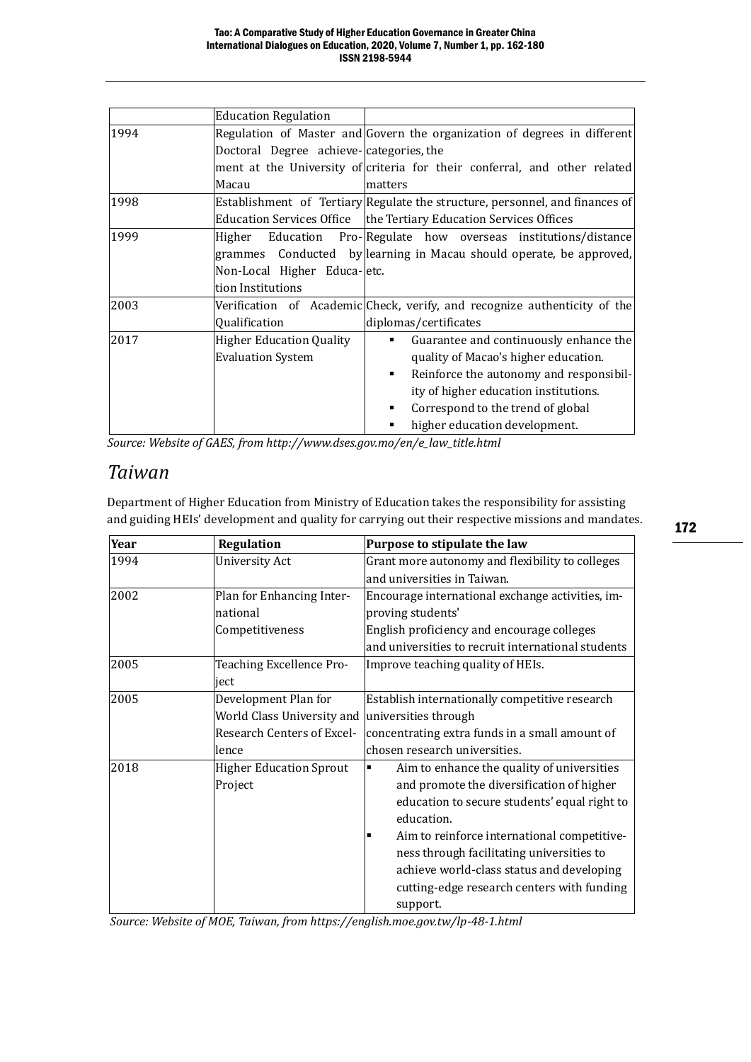| | | |
|---|---|---|
| | Education Regulation | |
| 1994 | Regulation of Master and Doctoral Degree achievement at the University of Macau | Govern the organization of degrees in different categories, the criteria for their conferral, and other related matters |
| 1998 | Establishment of Tertiary Education Services Office | Regulate the structure, personnel, and finances of the Tertiary Education Services Offices |
| 1999 | Higher Education Programmes Conducted by Non-Local Higher Education Institutions | Regulate how overseas institutions/distance learning in Macau should operate, be approved, etc. |
| 2003 | Verification of Academic Qualification | Check, verify, and recognize authenticity of the diplomas/certificates |
| 2017 | Higher Education Quality Evaluation System | ▪ Guarantee and continuously enhance the quality of Macao's higher education.<br>▪ Reinforce the autonomy and responsibility of higher education institutions.<br>▪ Correspond to the trend of global<br>▪ higher education development. |

*Source: Website of GAES, from http://www.dses.gov.mo/en/e_law_title.html*

## Taiwan

Department of Higher Education from Ministry of Education takes the responsibility for assisting and guiding HEIs' development and quality for carrying out their respective missions and mandates.

| Year | Regulation | Purpose to stipulate the law |
|---|---|---|
| 1994 | University Act | Grant more autonomy and flexibility to colleges and universities in Taiwan. |
| 2002 | Plan for Enhancing International Competitiveness | Encourage international exchange activities, improving students' English proficiency and encourage colleges and universities to recruit international students |
| 2005 | Teaching Excellence Project | Improve teaching quality of HEIs. |
| 2005 | Development Plan for World Class University and Research Centers of Excellence | Establish internationally competitive research universities through concentrating extra funds in a small amount of chosen research universities. |
| 2018 | Higher Education Sprout Project | ▪ Aim to enhance the quality of universities and promote the diversification of higher education to secure students' equal right to education.<br>▪ Aim to reinforce international competitiveness through facilitating universities to achieve world-class status and developing cutting-edge research centers with funding support. |

*Source: Website of MOE, Taiwan, from https://english.moe.gov.tw/lp-48-1.html*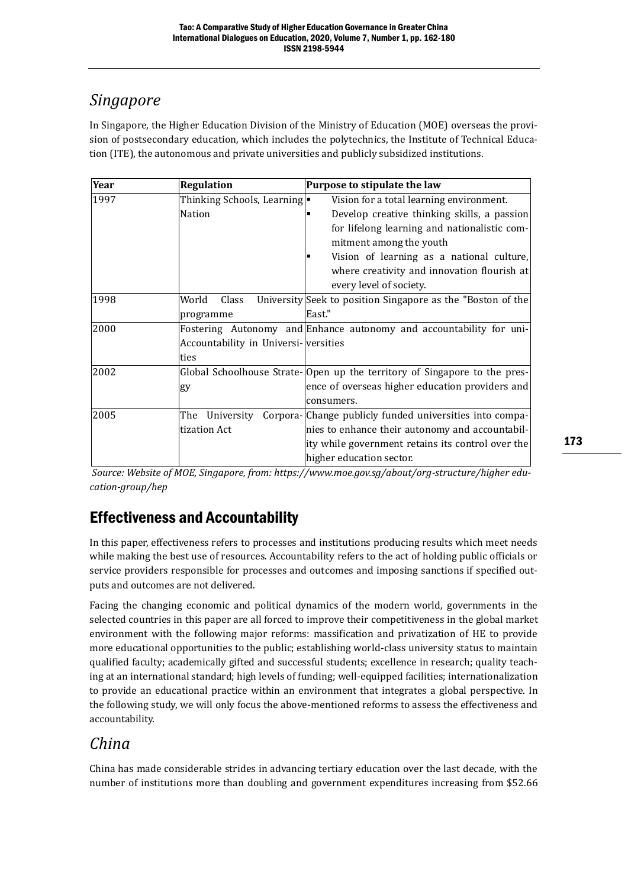## *Singapore*

In Singapore, the Higher Education Division of the Ministry of Education (MOE) overseas the provision of postsecondary education, which includes the polytechnics, the Institute of Technical Education (ITE), the autonomous and private universities and publicly subsidized institutions.

| Year | Regulation | Purpose to stipulate the law |
|---|---|---|
| 1997 | Thinking Schools, Learning Nation | ▪ Vision for a total learning environment. <br> ▪ Develop creative thinking skills, a passion for lifelong learning and nationalistic commitment among the youth <br> ▪ Vision of learning as a national culture, where creativity and innovation flourish at every level of society. |
| 1998 | World Class University programme | Seek to position Singapore as the "Boston of the East." |
| 2000 | Fostering Autonomy and Accountability in Universities | Enhance autonomy and accountability for universities |
| 2002 | Global Schoolhouse Strategy | Open up the territory of Singapore to the presence of overseas higher education providers and consumers. |
| 2005 | The University Corporatization Act | Change publicly funded universities into companies to enhance their autonomy and accountability while government retains its control over the higher education sector. |

*Source: Website of MOE, Singapore, from: https://www.moe.gov.sg/about/org-structure/higher education-group/hep*

## Effectiveness and Accountability

In this paper, effectiveness refers to processes and institutions producing results which meet needs while making the best use of resources. Accountability refers to the act of holding public officials or service providers responsible for processes and outcomes and imposing sanctions if specified outputs and outcomes are not delivered.

Facing the changing economic and political dynamics of the modern world, governments in the selected countries in this paper are all forced to improve their competitiveness in the global market environment with the following major reforms: massification and privatization of HE to provide more educational opportunities to the public; establishing world-class university status to maintain qualified faculty; academically gifted and successful students; excellence in research; quality teaching at an international standard; high levels of funding; well-equipped facilities; internationalization to provide an educational practice within an environment that integrates a global perspective. In the following study, we will only focus the above-mentioned reforms to assess the effectiveness and accountability.

## *China*

China has made considerable strides in advancing tertiary education over the last decade, with the number of institutions more than doubling and government expenditures increasing from $52.66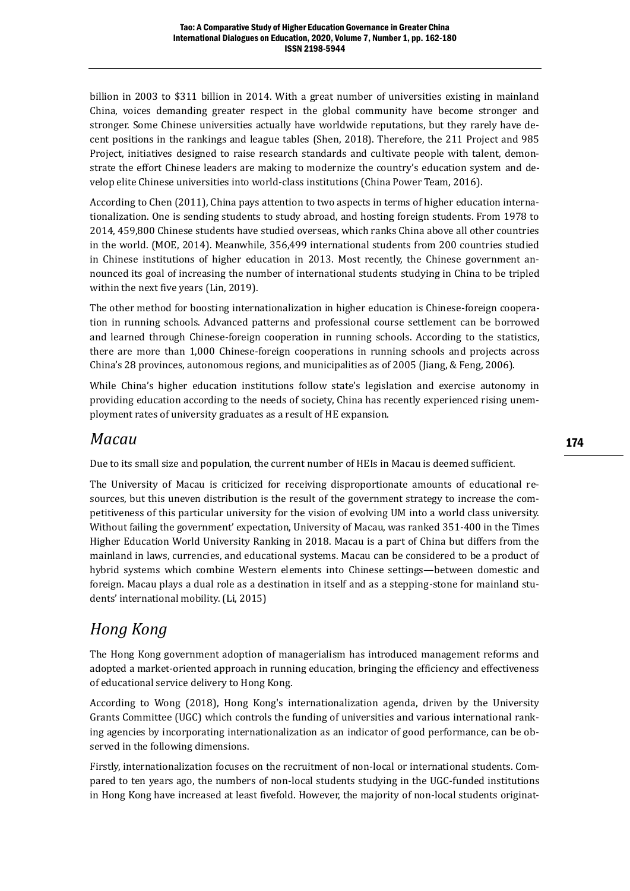billion in 2003 to $311 billion in 2014. With a great number of universities existing in mainland China, voices demanding greater respect in the global community have become stronger and stronger. Some Chinese universities actually have worldwide reputations, but they rarely have decent positions in the rankings and league tables (Shen, 2018). Therefore, the 211 Project and 985 Project, initiatives designed to raise research standards and cultivate people with talent, demonstrate the effort Chinese leaders are making to modernize the country's education system and develop elite Chinese universities into world-class institutions (China Power Team, 2016).

According to Chen (2011), China pays attention to two aspects in terms of higher education internationalization. One is sending students to study abroad, and hosting foreign students. From 1978 to 2014, 459,800 Chinese students have studied overseas, which ranks China above all other countries in the world. (MOE, 2014). Meanwhile, 356,499 international students from 200 countries studied in Chinese institutions of higher education in 2013. Most recently, the Chinese government announced its goal of increasing the number of international students studying in China to be tripled within the next five years (Lin, 2019).

The other method for boosting internationalization in higher education is Chinese-foreign cooperation in running schools. Advanced patterns and professional course settlement can be borrowed and learned through Chinese-foreign cooperation in running schools. According to the statistics, there are more than 1,000 Chinese-foreign cooperations in running schools and projects across China's 28 provinces, autonomous regions, and municipalities as of 2005 (Jiang, & Feng, 2006).

While China's higher education institutions follow state's legislation and exercise autonomy in providing education according to the needs of society, China has recently experienced rising unemployment rates of university graduates as a result of HE expansion.

## *Macau*

Due to its small size and population, the current number of HEIs in Macau is deemed sufficient.

The University of Macau is criticized for receiving disproportionate amounts of educational resources, but this uneven distribution is the result of the government strategy to increase the competitiveness of this particular university for the vision of evolving UM into a world class university. Without failing the government' expectation, University of Macau, was ranked 351-400 in the Times Higher Education World University Ranking in 2018. Macau is a part of China but differs from the mainland in laws, currencies, and educational systems. Macau can be considered to be a product of hybrid systems which combine Western elements into Chinese settings—between domestic and foreign. Macau plays a dual role as a destination in itself and as a stepping-stone for mainland students' international mobility. (Li, 2015)

## *Hong Kong*

The Hong Kong government adoption of managerialism has introduced management reforms and adopted a market-oriented approach in running education, bringing the efficiency and effectiveness of educational service delivery to Hong Kong.

According to Wong (2018), Hong Kong's internationalization agenda, driven by the University Grants Committee (UGC) which controls the funding of universities and various international ranking agencies by incorporating internationalization as an indicator of good performance, can be observed in the following dimensions.

Firstly, internationalization focuses on the recruitment of non-local or international students. Compared to ten years ago, the numbers of non-local students studying in the UGC-funded institutions in Hong Kong have increased at least fivefold. However, the majority of non-local students originat-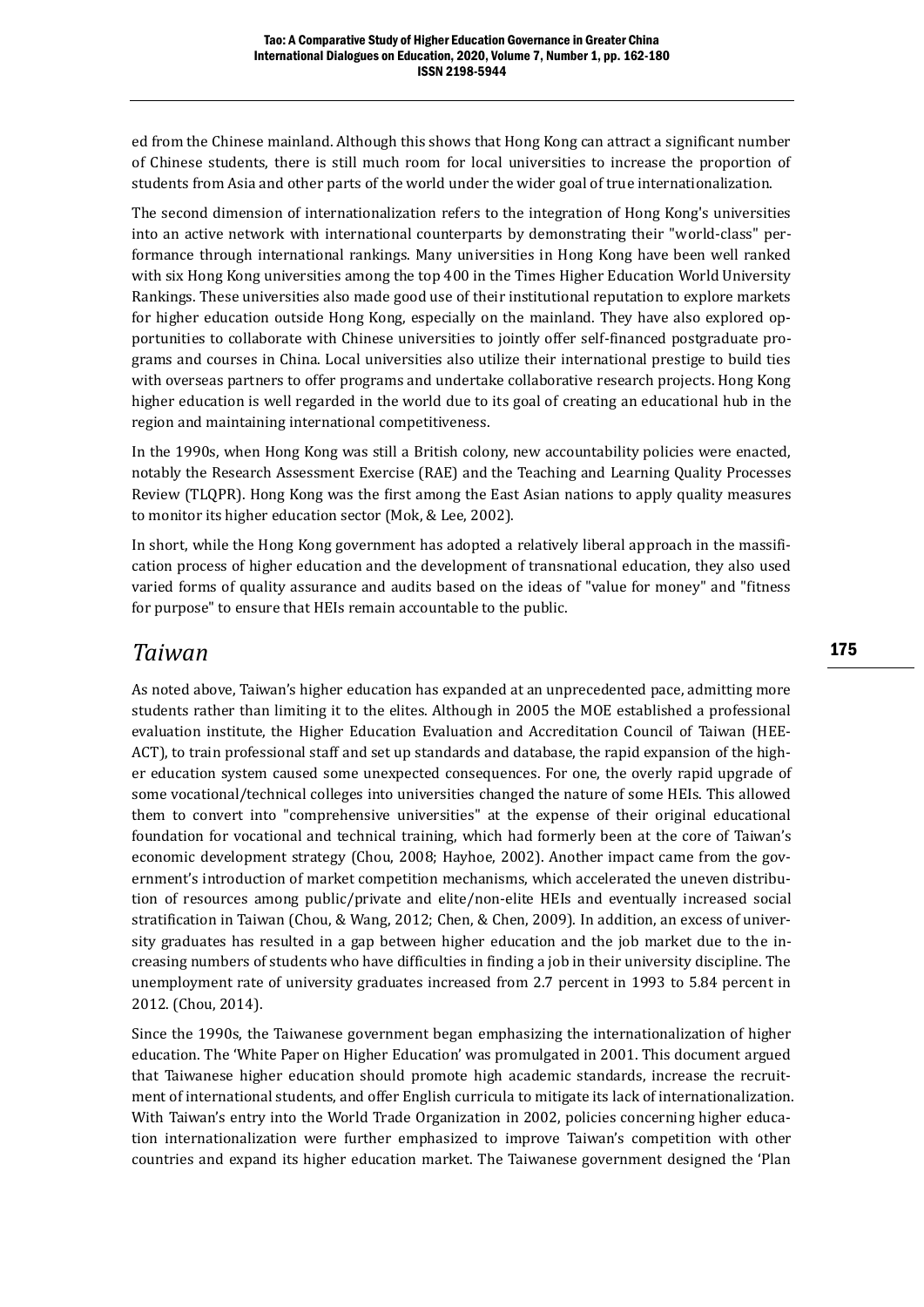ed from the Chinese mainland. Although this shows that Hong Kong can attract a significant number of Chinese students, there is still much room for local universities to increase the proportion of students from Asia and other parts of the world under the wider goal of true internationalization.

The second dimension of internationalization refers to the integration of Hong Kong's universities into an active network with international counterparts by demonstrating their "world-class" performance through international rankings. Many universities in Hong Kong have been well ranked with six Hong Kong universities among the top 400 in the Times Higher Education World University Rankings. These universities also made good use of their institutional reputation to explore markets for higher education outside Hong Kong, especially on the mainland. They have also explored opportunities to collaborate with Chinese universities to jointly offer self-financed postgraduate programs and courses in China. Local universities also utilize their international prestige to build ties with overseas partners to offer programs and undertake collaborative research projects. Hong Kong higher education is well regarded in the world due to its goal of creating an educational hub in the region and maintaining international competitiveness.

In the 1990s, when Hong Kong was still a British colony, new accountability policies were enacted, notably the Research Assessment Exercise (RAE) and the Teaching and Learning Quality Processes Review (TLQPR). Hong Kong was the first among the East Asian nations to apply quality measures to monitor its higher education sector (Mok, & Lee, 2002).

In short, while the Hong Kong government has adopted a relatively liberal approach in the massification process of higher education and the development of transnational education, they also used varied forms of quality assurance and audits based on the ideas of "value for money" and "fitness for purpose" to ensure that HEIs remain accountable to the public.

## *Taiwan*

As noted above, Taiwan's higher education has expanded at an unprecedented pace, admitting more students rather than limiting it to the elites. Although in 2005 the MOE established a professional evaluation institute, the Higher Education Evaluation and Accreditation Council of Taiwan (HEEACT), to train professional staff and set up standards and database, the rapid expansion of the higher education system caused some unexpected consequences. For one, the overly rapid upgrade of some vocational/technical colleges into universities changed the nature of some HEIs. This allowed them to convert into "comprehensive universities" at the expense of their original educational foundation for vocational and technical training, which had formerly been at the core of Taiwan's economic development strategy (Chou, 2008; Hayhoe, 2002). Another impact came from the government's introduction of market competition mechanisms, which accelerated the uneven distribution of resources among public/private and elite/non-elite HEIs and eventually increased social stratification in Taiwan (Chou, & Wang, 2012; Chen, & Chen, 2009). In addition, an excess of university graduates has resulted in a gap between higher education and the job market due to the increasing numbers of students who have difficulties in finding a job in their university discipline. The unemployment rate of university graduates increased from 2.7 percent in 1993 to 5.84 percent in 2012. (Chou, 2014).

Since the 1990s, the Taiwanese government began emphasizing the internationalization of higher education. The 'White Paper on Higher Education' was promulgated in 2001. This document argued that Taiwanese higher education should promote high academic standards, increase the recruitment of international students, and offer English curricula to mitigate its lack of internationalization. With Taiwan's entry into the World Trade Organization in 2002, policies concerning higher education internationalization were further emphasized to improve Taiwan's competition with other countries and expand its higher education market. The Taiwanese government designed the 'Plan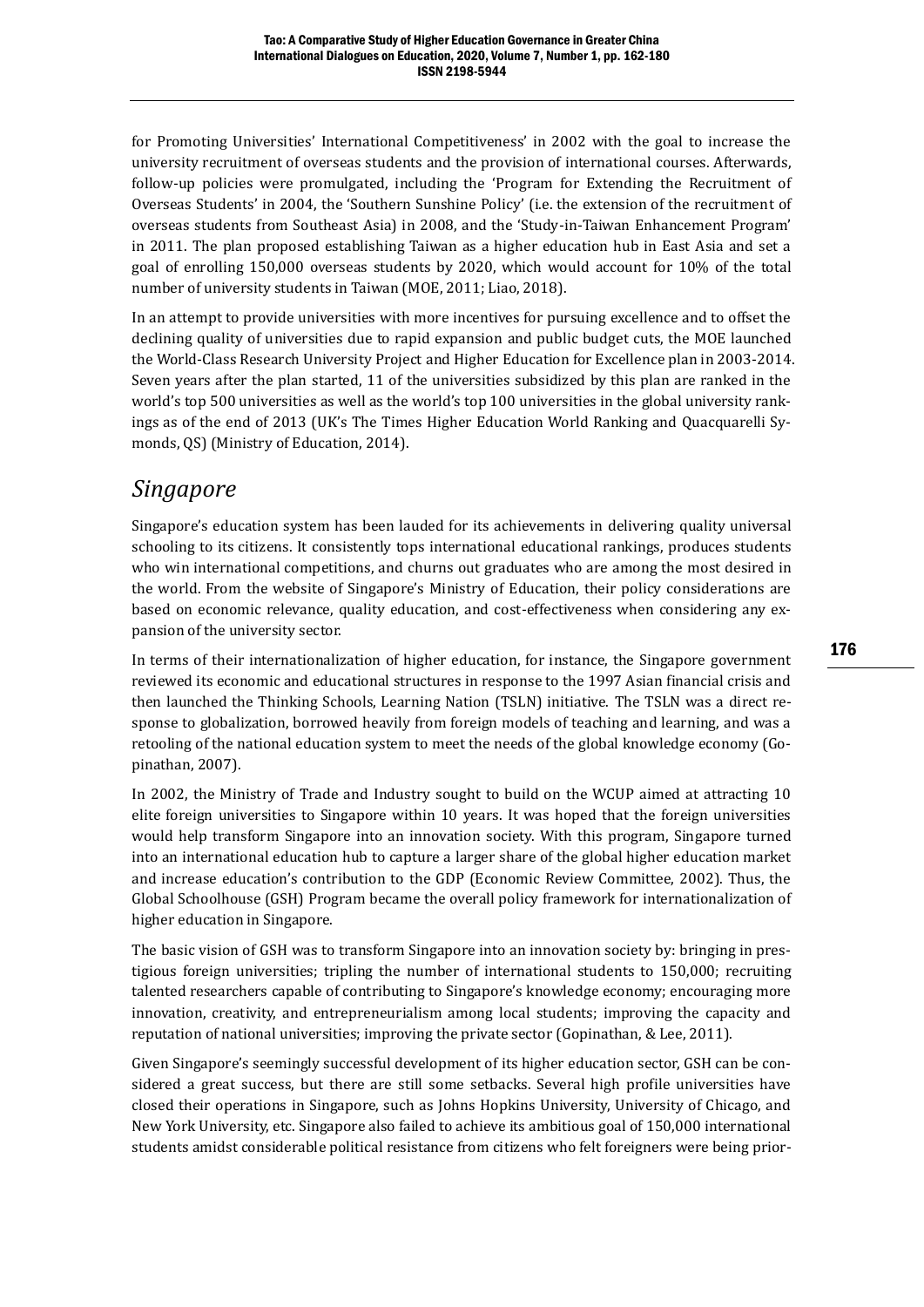for Promoting Universities' International Competitiveness' in 2002 with the goal to increase the university recruitment of overseas students and the provision of international courses. Afterwards, follow-up policies were promulgated, including the 'Program for Extending the Recruitment of Overseas Students' in 2004, the 'Southern Sunshine Policy' (i.e. the extension of the recruitment of overseas students from Southeast Asia) in 2008, and the 'Study-in-Taiwan Enhancement Program' in 2011. The plan proposed establishing Taiwan as a higher education hub in East Asia and set a goal of enrolling 150,000 overseas students by 2020, which would account for 10% of the total number of university students in Taiwan (MOE, 2011; Liao, 2018).

In an attempt to provide universities with more incentives for pursuing excellence and to offset the declining quality of universities due to rapid expansion and public budget cuts, the MOE launched the World-Class Research University Project and Higher Education for Excellence plan in 2003-2014. Seven years after the plan started, 11 of the universities subsidized by this plan are ranked in the world's top 500 universities as well as the world's top 100 universities in the global university rankings as of the end of 2013 (UK's The Times Higher Education World Ranking and Quacquarelli Symonds, QS) (Ministry of Education, 2014).

## *Singapore*

Singapore's education system has been lauded for its achievements in delivering quality universal schooling to its citizens. It consistently tops international educational rankings, produces students who win international competitions, and churns out graduates who are among the most desired in the world. From the website of Singapore's Ministry of Education, their policy considerations are based on economic relevance, quality education, and cost-effectiveness when considering any expansion of the university sector.

In terms of their internationalization of higher education, for instance, the Singapore government reviewed its economic and educational structures in response to the 1997 Asian financial crisis and then launched the Thinking Schools, Learning Nation (TSLN) initiative. The TSLN was a direct response to globalization, borrowed heavily from foreign models of teaching and learning, and was a retooling of the national education system to meet the needs of the global knowledge economy (Gopinathan, 2007).

In 2002, the Ministry of Trade and Industry sought to build on the WCUP aimed at attracting 10 elite foreign universities to Singapore within 10 years. It was hoped that the foreign universities would help transform Singapore into an innovation society. With this program, Singapore turned into an international education hub to capture a larger share of the global higher education market and increase education's contribution to the GDP (Economic Review Committee, 2002). Thus, the Global Schoolhouse (GSH) Program became the overall policy framework for internationalization of higher education in Singapore.

The basic vision of GSH was to transform Singapore into an innovation society by: bringing in prestigious foreign universities; tripling the number of international students to 150,000; recruiting talented researchers capable of contributing to Singapore's knowledge economy; encouraging more innovation, creativity, and entrepreneurialism among local students; improving the capacity and reputation of national universities; improving the private sector (Gopinathan, & Lee, 2011).

Given Singapore's seemingly successful development of its higher education sector, GSH can be considered a great success, but there are still some setbacks. Several high profile universities have closed their operations in Singapore, such as Johns Hopkins University, University of Chicago, and New York University, etc. Singapore also failed to achieve its ambitious goal of 150,000 international students amidst considerable political resistance from citizens who felt foreigners were being prior-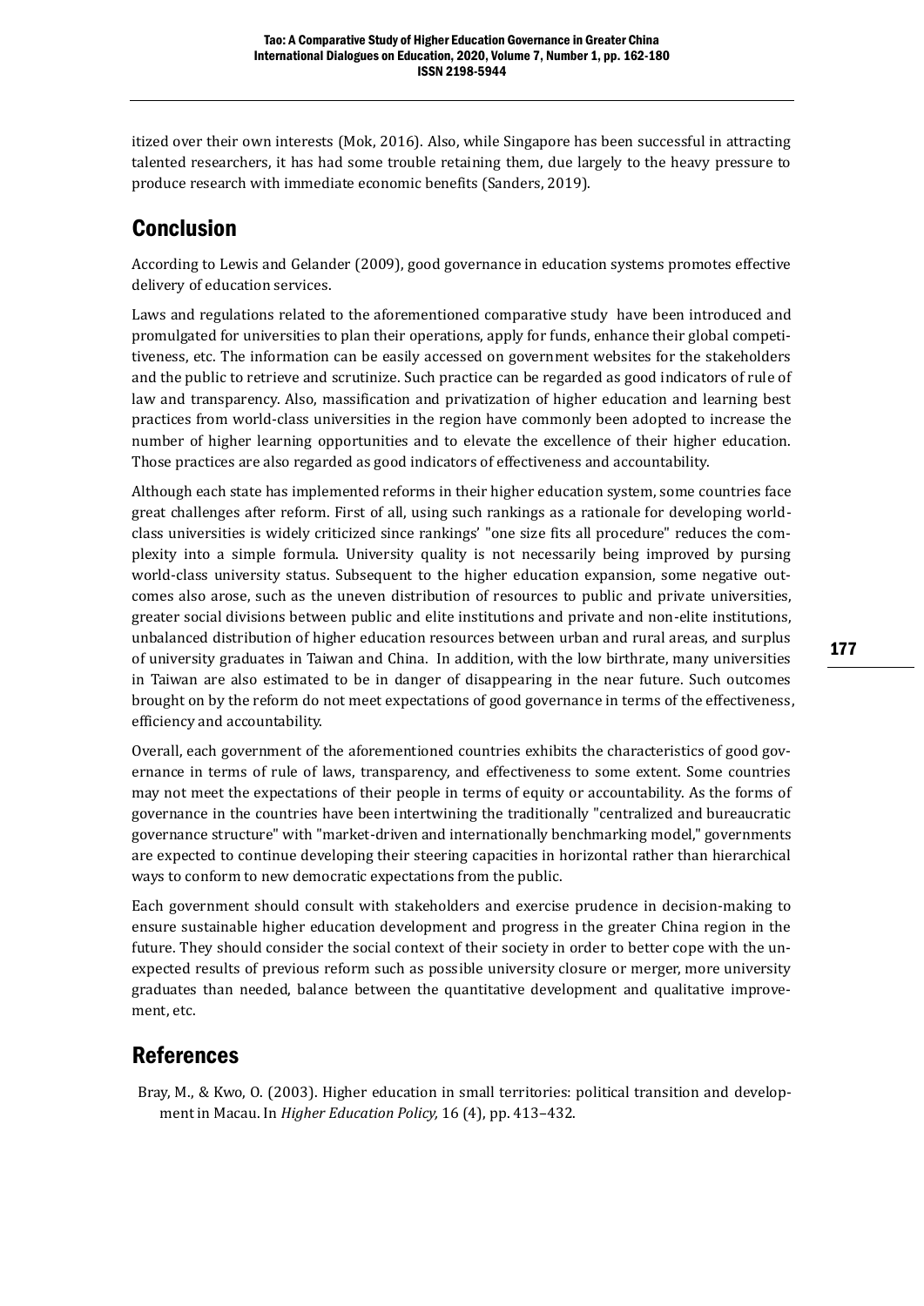itized over their own interests (Mok, 2016). Also, while Singapore has been successful in attracting talented researchers, it has had some trouble retaining them, due largely to the heavy pressure to produce research with immediate economic benefits (Sanders, 2019).

## Conclusion

According to Lewis and Gelander (2009), good governance in education systems promotes effective delivery of education services.

Laws and regulations related to the aforementioned comparative study have been introduced and promulgated for universities to plan their operations, apply for funds, enhance their global competitiveness, etc. The information can be easily accessed on government websites for the stakeholders and the public to retrieve and scrutinize. Such practice can be regarded as good indicators of rule of law and transparency. Also, massification and privatization of higher education and learning best practices from world-class universities in the region have commonly been adopted to increase the number of higher learning opportunities and to elevate the excellence of their higher education. Those practices are also regarded as good indicators of effectiveness and accountability.

Although each state has implemented reforms in their higher education system, some countries face great challenges after reform. First of all, using such rankings as a rationale for developing world-class universities is widely criticized since rankings' "one size fits all procedure" reduces the complexity into a simple formula. University quality is not necessarily being improved by pursing world-class university status. Subsequent to the higher education expansion, some negative outcomes also arose, such as the uneven distribution of resources to public and private universities, greater social divisions between public and elite institutions and private and non-elite institutions, unbalanced distribution of higher education resources between urban and rural areas, and surplus of university graduates in Taiwan and China. In addition, with the low birthrate, many universities in Taiwan are also estimated to be in danger of disappearing in the near future. Such outcomes brought on by the reform do not meet expectations of good governance in terms of the effectiveness, efficiency and accountability.

Overall, each government of the aforementioned countries exhibits the characteristics of good governance in terms of rule of laws, transparency, and effectiveness to some extent. Some countries may not meet the expectations of their people in terms of equity or accountability. As the forms of governance in the countries have been intertwining the traditionally "centralized and bureaucratic governance structure" with "market-driven and internationally benchmarking model," governments are expected to continue developing their steering capacities in horizontal rather than hierarchical ways to conform to new democratic expectations from the public.

Each government should consult with stakeholders and exercise prudence in decision-making to ensure sustainable higher education development and progress in the greater China region in the future. They should consider the social context of their society in order to better cope with the unexpected results of previous reform such as possible university closure or merger, more university graduates than needed, balance between the quantitative development and qualitative improvement, etc.

## References

Bray, M., & Kwo, O. (2003). Higher education in small territories: political transition and development in Macau. In *Higher Education Policy,* 16 (4), pp. 413–432.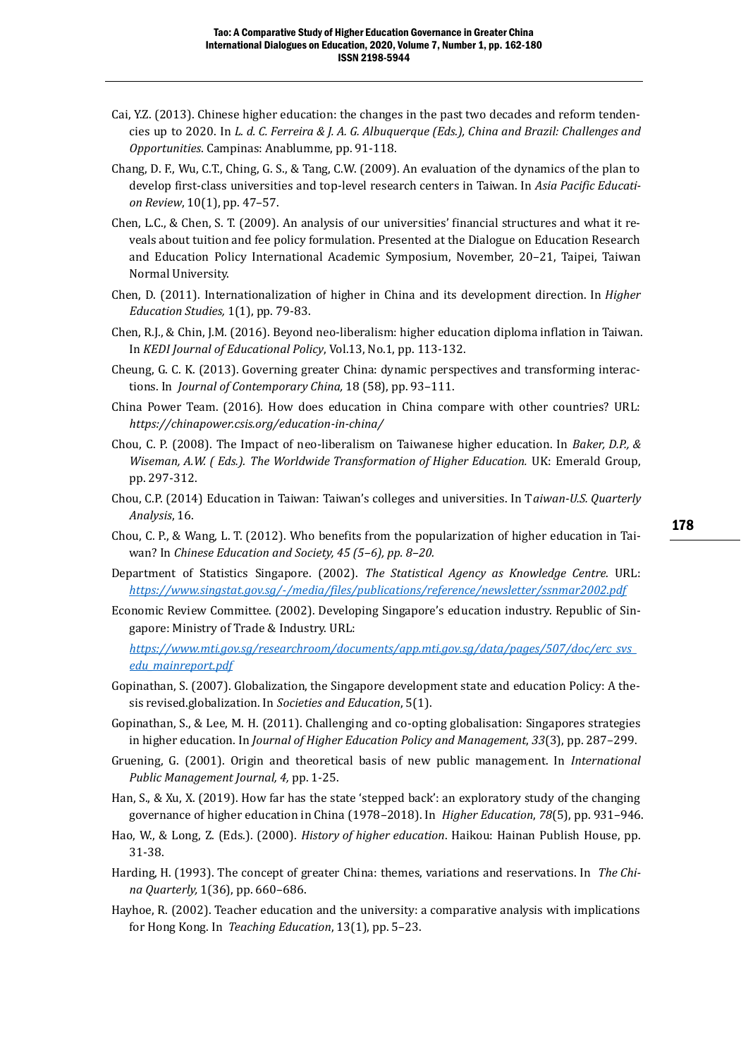Cai, Y.Z. (2013). Chinese higher education: the changes in the past two decades and reform tendencies up to 2020. In *L. d. C. Ferreira & J. A. G. Albuquerque (Eds.), China and Brazil: Challenges and Opportunities*. Campinas: Anablumme, pp. 91-118.

Chang, D. F., Wu, C.T., Ching, G. S., & Tang, C.W. (2009). An evaluation of the dynamics of the plan to develop first-class universities and top-level research centers in Taiwan. In *Asia Pacific Education Review*, 10(1), pp. 47–57.

Chen, L.C., & Chen, S. T. (2009). An analysis of our universities' financial structures and what it reveals about tuition and fee policy formulation. Presented at the Dialogue on Education Research and Education Policy International Academic Symposium, November, 20–21, Taipei, Taiwan Normal University.

Chen, D. (2011). Internationalization of higher in China and its development direction. In *Higher Education Studies,* 1(1), pp. 79-83.

Chen, R.J., & Chin, J.M. (2016). Beyond neo-liberalism: higher education diploma inflation in Taiwan. In *KEDI Journal of Educational Policy*, Vol.13, No.1, pp. 113-132.

Cheung, G. C. K. (2013). Governing greater China: dynamic perspectives and transforming interactions. In *Journal of Contemporary China,* 18 (58), pp. 93–111.

China Power Team. (2016). How does education in China compare with other countries? URL: *https://chinapower.csis.org/education-in-china/*

Chou, C. P. (2008). The Impact of neo-liberalism on Taiwanese higher education. In *Baker, D.P., & Wiseman, A.W. ( Eds.). The Worldwide Transformation of Higher Education.* UK: Emerald Group, pp. 297-312.

Chou, C.P. (2014) Education in Taiwan: Taiwan's colleges and universities. In T*aiwan-U.S. Quarterly Analysis*, 16.

Chou, C. P., & Wang, L. T. (2012). Who benefits from the popularization of higher education in Taiwan? In *Chinese Education and Society, 45 (5–6), pp. 8–20.*

Department of Statistics Singapore. (2002). *The Statistical Agency as Knowledge Centre*. URL: *https://www.singstat.gov.sg/-/media/files/publications/reference/newsletter/ssnmar2002.pdf*

Economic Review Committee. (2002). Developing Singapore's education industry. Republic of Singapore: Ministry of Trade & Industry. URL:

*https://www.mti.gov.sg/researchroom/documents/app.mti.gov.sg/data/pages/507/doc/erc_svs_edu_mainreport.pdf*

Gopinathan, S. (2007). Globalization, the Singapore development state and education Policy: A thesis revised.globalization. In *Societies and Education*, 5(1).

Gopinathan, S., & Lee, M. H. (2011). Challenging and co-opting globalisation: Singapores strategies in higher education. In *Journal of Higher Education Policy and Management*, *33*(3), pp. 287–299.

Gruening, G. (2001). Origin and theoretical basis of new public management. In *International Public Management Journal, 4,* pp. 1-25.

Han, S., & Xu, X. (2019). How far has the state 'stepped back': an exploratory study of the changing governance of higher education in China (1978–2018). In *Higher Education*, *78*(5), pp. 931–946.

Hao, W., & Long, Z. (Eds.). (2000). *History of higher education*. Haikou: Hainan Publish House, pp. 31-38.

Harding, H. (1993). The concept of greater China: themes, variations and reservations. In *The China Quarterly,* 1(36), pp. 660–686.

Hayhoe, R. (2002). Teacher education and the university: a comparative analysis with implications for Hong Kong. In *Teaching Education*, 13(1), pp. 5–23.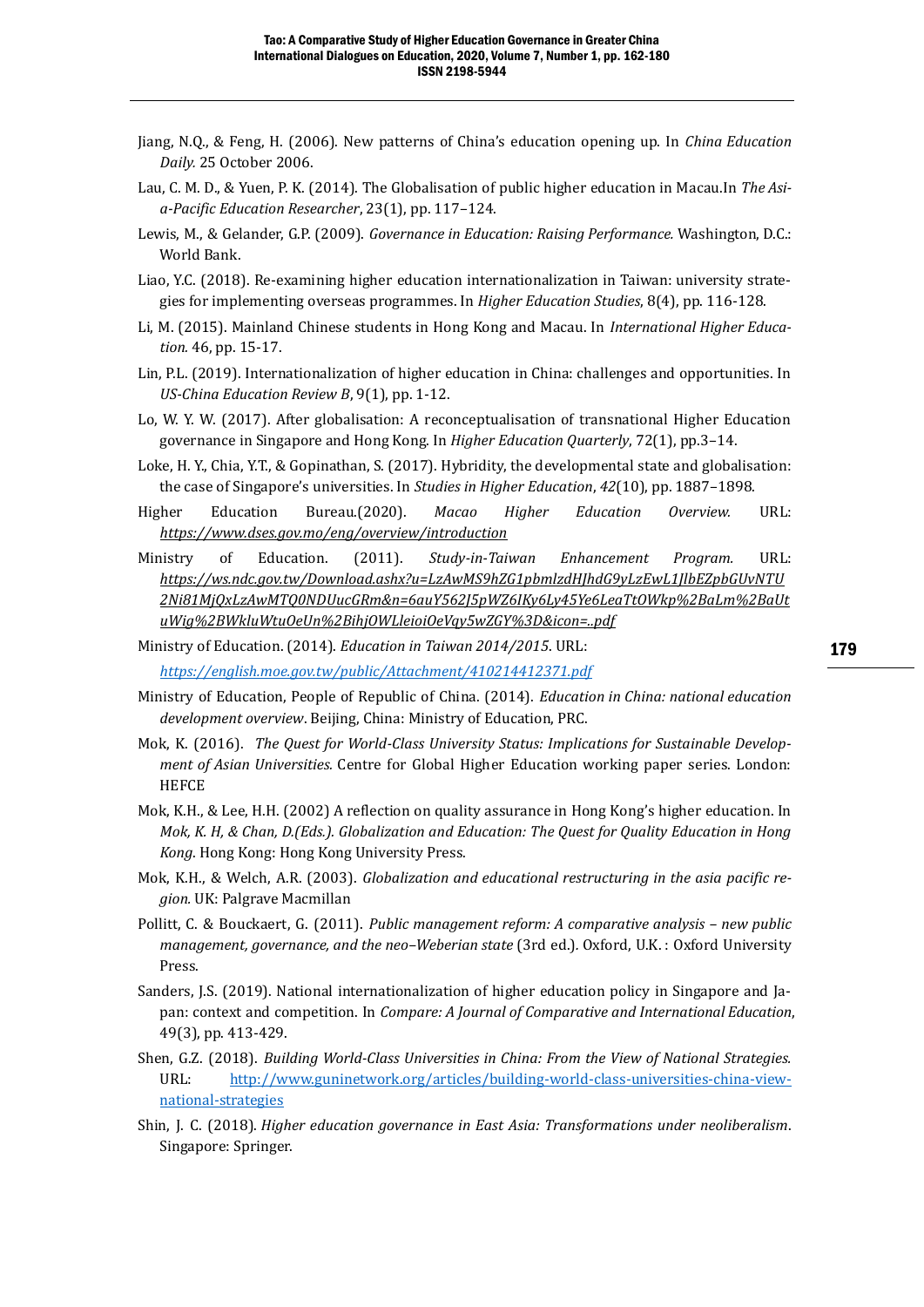Jiang, N.Q., & Feng, H. (2006). New patterns of China's education opening up. In *China Education Daily.* 25 October 2006.

Lau, C. M. D., & Yuen, P. K. (2014). The Globalisation of public higher education in Macau.In *The Asia-Pacific Education Researcher*, 23(1), pp. 117–124.

Lewis, M., & Gelander, G.P. (2009). *Governance in Education: Raising Performance.* Washington, D.C.: World Bank.

Liao, Y.C. (2018). Re-examining higher education internationalization in Taiwan: university strategies for implementing overseas programmes. In *Higher Education Studies*, 8(4), pp. 116-128.

Li, M. (2015). Mainland Chinese students in Hong Kong and Macau. In *International Higher Education.* 46, pp. 15-17.

Lin, P.L. (2019). Internationalization of higher education in China: challenges and opportunities. In *US-China Education Review B*, 9(1), pp. 1-12.

Lo, W. Y. W. (2017). After globalisation: A reconceptualisation of transnational Higher Education governance in Singapore and Hong Kong. In *Higher Education Quarterly*, 72(1), pp.3–14.

Loke, H. Y., Chia, Y.T., & Gopinathan, S. (2017). Hybridity, the developmental state and globalisation: the case of Singapore's universities. In *Studies in Higher Education*, *42*(10), pp. 1887–1898.

Higher Education Bureau.(2020). *Macao Higher Education Overview.* URL: *https://www.dses.gov.mo/eng/overview/introduction*

Ministry of Education. (2011). *Study-in-Taiwan Enhancement Program.* URL: *https://ws.ndc.gov.tw/Download.ashx?u=LzAwMS9hZG1pbmlzdHJhdG9yLzEwL1JlbEZpbGUvNTU2Ni81MjQxLzAwMTQ0NDUucGRm&n=6auY562J5pWZ6IKy6Ly45Ye6LeaTtOWkp%2BaLm%2BaUtuWig%2BWkluWtuOeUn%2BihjOWLleioiOeVqy5wZGY%3D&icon=..pdf*

Ministry of Education. (2014). *Education in Taiwan 2014/2015*. URL: *https://english.moe.gov.tw/public/Attachment/410214412371.pdf*

Ministry of Education, People of Republic of China. (2014). *Education in China: national education development overview*. Beijing, China: Ministry of Education, PRC.

Mok, K. (2016). *The Quest for World-Class University Status: Implications for Sustainable Development of Asian Universities.* Centre for Global Higher Education working paper series. London: HEFCE

Mok, K.H., & Lee, H.H. (2002) A reflection on quality assurance in Hong Kong's higher education. In *Mok, K. H, & Chan, D.(Eds.). Globalization and Education: The Quest for Quality Education in Hong Kong*. Hong Kong: Hong Kong University Press.

Mok, K.H., & Welch, A.R. (2003). *Globalization and educational restructuring in the asia pacific region*. UK: Palgrave Macmillan

Pollitt, C. & Bouckaert, G. (2011). *Public management reform: A comparative analysis – new public management, governance, and the neo–Weberian state* (3rd ed.). Oxford, U.K. : Oxford University Press.

Sanders, J.S. (2019). National internationalization of higher education policy in Singapore and Japan: context and competition. In *Compare: A Journal of Comparative and International Education*, 49(3), pp. 413-429.

Shen, G.Z. (2018). *Building World-Class Universities in China: From the View of National Strategies.* URL: http://www.guninetwork.org/articles/building-world-class-universities-china-view-national-strategies

Shin, J. C. (2018). *Higher education governance in East Asia: Transformations under neoliberalism*. Singapore: Springer.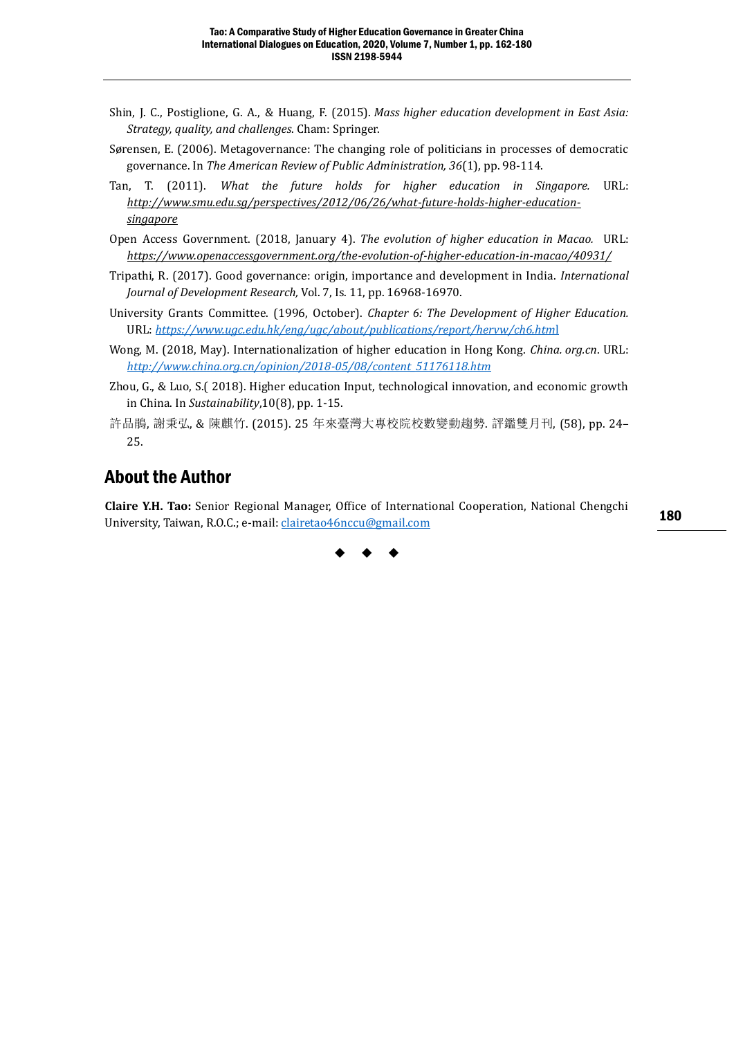Shin, J. C., Postiglione, G. A., & Huang, F. (2015). *Mass higher education development in East Asia: Strategy, quality, and challenges*. Cham: Springer.

Sørensen, E. (2006). Metagovernance: The changing role of politicians in processes of democratic governance. In *The American Review of Public Administration, 36*(1), pp. 98-114.

Tan, T. (2011). *What the future holds for higher education in Singapore.* URL: *http://www.smu.edu.sg/perspectives/2012/06/26/what-future-holds-higher-education-singapore*

Open Access Government. (2018, January 4). *The evolution of higher education in Macao.* URL: *https://www.openaccessgovernment.org/the-evolution-of-higher-education-in-macao/40931/*

Tripathi, R. (2017). Good governance: origin, importance and development in India. *International Journal of Development Research,* Vol. 7, Is. 11, pp. 16968-16970.

University Grants Committee. (1996, October). *Chapter 6: The Development of Higher Education.* URL: *https://www.ugc.edu.hk/eng/ugc/about/publications/report/hervw/ch6.html*

Wong, M. (2018, May). Internationalization of higher education in Hong Kong. *China. org.cn*. URL: *http://www.china.org.cn/opinion/2018-05/08/content_51176118.htm*

Zhou, G., & Luo, S.( 2018). Higher education Input, technological innovation, and economic growth in China. In *Sustainability*,10(8), pp. 1-15.

許品鵑, 謝秉弘, & 陳麒竹. (2015). 25 年來臺灣大專校院校數變動趨勢. 評鑑雙月刊, (58), pp. 24–25.

## About the Author

**Claire Y.H. Tao:** Senior Regional Manager, Office of International Cooperation, National Chengchi University, Taiwan, R.O.C.; e-mail: clairetao46nccu@gmail.com

◆ ◆ ◆